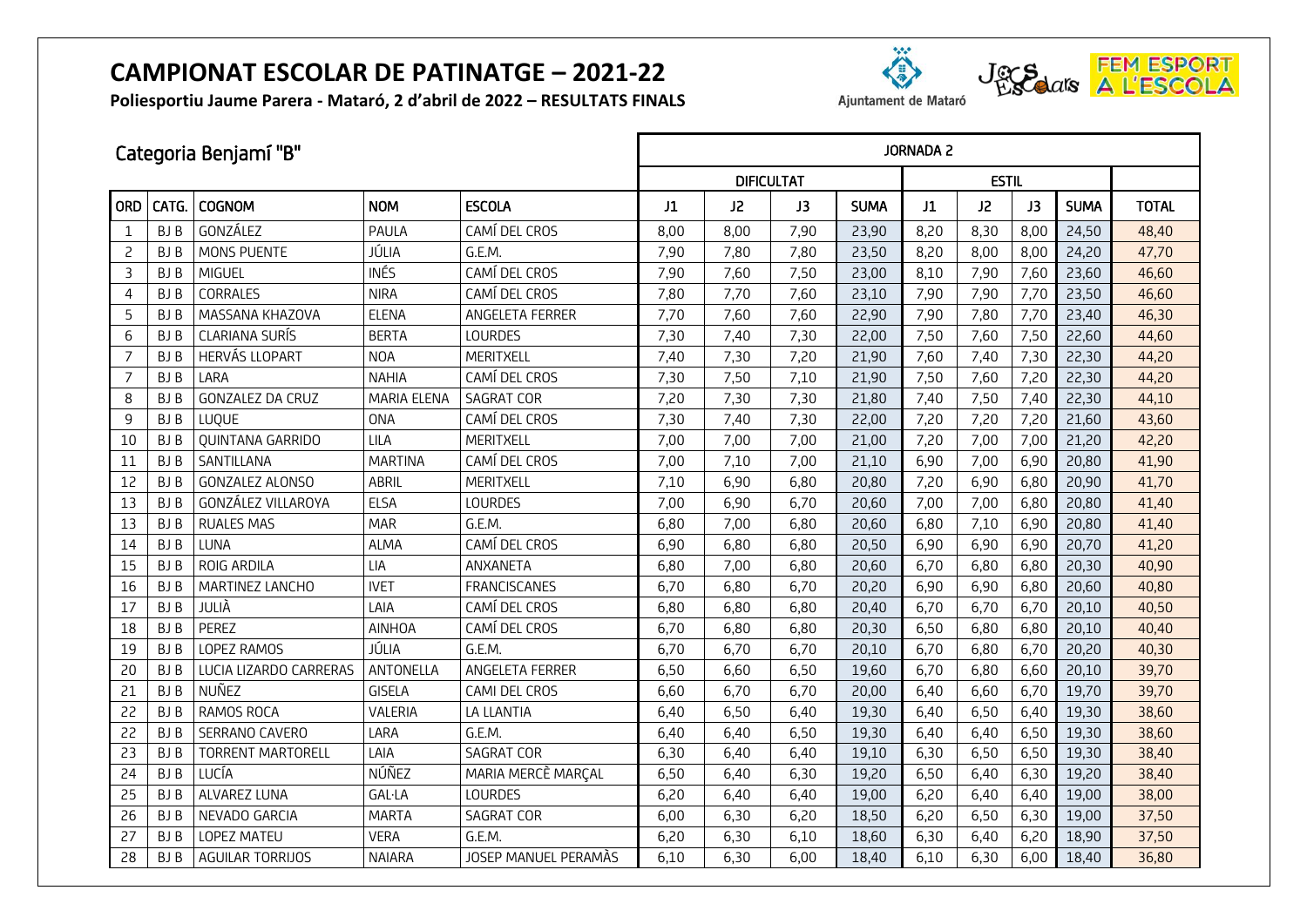# CAMPIONAT ESCOLAR DE PATINATGE – 2021-22

**Poliesportiu Jaume Parera - Mataró, 2 d'abril de 2022 – RESULTATS FINALS**

Ajuntament de Mataró

## Categoria Benjamí "B"

| | | | | | JORNADA 2 | | | | | | | | |
|---|---|---|---|---|---|---|---|---|---|---|---|---|---|
| | | | | | DIFICULTAT | | | | ESTIL | | | | |
| ORD | CATG. | COGNOM | NOM | ESCOLA | J1 | J2 | J3 | SUMA | J1 | J2 | J3 | SUMA | TOTAL |
| 1 | BJ B | GONZÁLEZ | PAULA | CAMÍ DEL CROS | 8,00 | 8,00 | 7,90 | 23,90 | 8,20 | 8,30 | 8,00 | 24,50 | 48,40 |
| 2 | BJ B | MONS PUENTE | JÚLIA | G.E.M. | 7,90 | 7,80 | 7,80 | 23,50 | 8,20 | 8,00 | 8,00 | 24,20 | 47,70 |
| 3 | BJ B | MIGUEL | INÉS | CAMÍ DEL CROS | 7,90 | 7,60 | 7,50 | 23,00 | 8,10 | 7,90 | 7,60 | 23,60 | 46,60 |
| 4 | BJ B | CORRALES | NIRA | CAMÍ DEL CROS | 7,80 | 7,70 | 7,60 | 23,10 | 7,90 | 7,90 | 7,70 | 23,50 | 46,60 |
| 5 | BJ B | MASSANA KHAZOVA | ELENA | ANGELETA FERRER | 7,70 | 7,60 | 7,60 | 22,90 | 7,90 | 7,80 | 7,70 | 23,40 | 46,30 |
| 6 | BJ B | CLARIANA SURÍS | BERTA | LOURDES | 7,30 | 7,40 | 7,30 | 22,00 | 7,50 | 7,60 | 7,50 | 22,60 | 44,60 |
| 7 | BJ B | HERVÁS LLOPART | NOA | MERITXELL | 7,40 | 7,30 | 7,20 | 21,90 | 7,60 | 7,40 | 7,30 | 22,30 | 44,20 |
| 7 | BJ B | LARA | NAHIA | CAMÍ DEL CROS | 7,30 | 7,50 | 7,10 | 21,90 | 7,50 | 7,60 | 7,20 | 22,30 | 44,20 |
| 8 | BJ B | GONZALEZ DA CRUZ | MARIA ELENA | SAGRAT COR | 7,20 | 7,30 | 7,30 | 21,80 | 7,40 | 7,50 | 7,40 | 22,30 | 44,10 |
| 9 | BJ B | LUQUE | ONA | CAMÍ DEL CROS | 7,30 | 7,40 | 7,30 | 22,00 | 7,20 | 7,20 | 7,20 | 21,60 | 43,60 |
| 10 | BJ B | QUINTANA GARRIDO | LILA | MERITXELL | 7,00 | 7,00 | 7,00 | 21,00 | 7,20 | 7,00 | 7,00 | 21,20 | 42,20 |
| 11 | BJ B | SANTILLANA | MARTINA | CAMÍ DEL CROS | 7,00 | 7,10 | 7,00 | 21,10 | 6,90 | 7,00 | 6,90 | 20,80 | 41,90 |
| 12 | BJ B | GONZALEZ ALONSO | ABRIL | MERITXELL | 7,10 | 6,90 | 6,80 | 20,80 | 7,20 | 6,90 | 6,80 | 20,90 | 41,70 |
| 13 | BJ B | GONZÁLEZ VILLAROYA | ELSA | LOURDES | 7,00 | 6,90 | 6,70 | 20,60 | 7,00 | 7,00 | 6,80 | 20,80 | 41,40 |
| 13 | BJ B | RUALES MAS | MAR | G.E.M. | 6,80 | 7,00 | 6,80 | 20,60 | 6,80 | 7,10 | 6,90 | 20,80 | 41,40 |
| 14 | BJ B | LUNA | ALMA | CAMÍ DEL CROS | 6,90 | 6,80 | 6,80 | 20,50 | 6,90 | 6,90 | 6,90 | 20,70 | 41,20 |
| 15 | BJ B | ROIG ARDILA | LIA | ANXANETA | 6,80 | 7,00 | 6,80 | 20,60 | 6,70 | 6,80 | 6,80 | 20,30 | 40,90 |
| 16 | BJ B | MARTINEZ LANCHO | IVET | FRANCISCANES | 6,70 | 6,80 | 6,70 | 20,20 | 6,90 | 6,90 | 6,80 | 20,60 | 40,80 |
| 17 | BJ B | JULIÀ | LAIA | CAMÍ DEL CROS | 6,80 | 6,80 | 6,80 | 20,40 | 6,70 | 6,70 | 6,70 | 20,10 | 40,50 |
| 18 | BJ B | PEREZ | AINHOA | CAMÍ DEL CROS | 6,70 | 6,80 | 6,80 | 20,30 | 6,50 | 6,80 | 6,80 | 20,10 | 40,40 |
| 19 | BJ B | LOPEZ RAMOS | JÚLIA | G.E.M. | 6,70 | 6,70 | 6,70 | 20,10 | 6,70 | 6,80 | 6,70 | 20,20 | 40,30 |
| 20 | BJ B | LUCIA LIZARDO CARRERAS | ANTONELLA | ANGELETA FERRER | 6,50 | 6,60 | 6,50 | 19,60 | 6,70 | 6,80 | 6,60 | 20,10 | 39,70 |
| 21 | BJ B | NUÑEZ | GISELA | CAMI DEL CROS | 6,60 | 6,70 | 6,70 | 20,00 | 6,40 | 6,60 | 6,70 | 19,70 | 39,70 |
| 22 | BJ B | RAMOS ROCA | VALERIA | LA LLANTIA | 6,40 | 6,50 | 6,40 | 19,30 | 6,40 | 6,50 | 6,40 | 19,30 | 38,60 |
| 22 | BJ B | SERRANO CAVERO | LARA | G.E.M. | 6,40 | 6,40 | 6,50 | 19,30 | 6,40 | 6,40 | 6,50 | 19,30 | 38,60 |
| 23 | BJ B | TORRENT MARTORELL | LAIA | SAGRAT COR | 6,30 | 6,40 | 6,40 | 19,10 | 6,30 | 6,50 | 6,50 | 19,30 | 38,40 |
| 24 | BJ B | LUCÍA | NÚÑEZ | MARIA MERCÈ MARÇAL | 6,50 | 6,40 | 6,30 | 19,20 | 6,50 | 6,40 | 6,30 | 19,20 | 38,40 |
| 25 | BJ B | ALVAREZ LUNA | GAL·LA | LOURDES | 6,20 | 6,40 | 6,40 | 19,00 | 6,20 | 6,40 | 6,40 | 19,00 | 38,00 |
| 26 | BJ B | NEVADO GARCIA | MARTA | SAGRAT COR | 6,00 | 6,30 | 6,20 | 18,50 | 6,20 | 6,50 | 6,30 | 19,00 | 37,50 |
| 27 | BJ B | LOPEZ MATEU | VERA | G.E.M. | 6,20 | 6,30 | 6,10 | 18,60 | 6,30 | 6,40 | 6,20 | 18,90 | 37,50 |
| 28 | BJ B | AGUILAR TORRIJOS | NAIARA | JOSEP MANUEL PERAMÀS | 6,10 | 6,30 | 6,00 | 18,40 | 6,10 | 6,30 | 6,00 | 18,40 | 36,80 |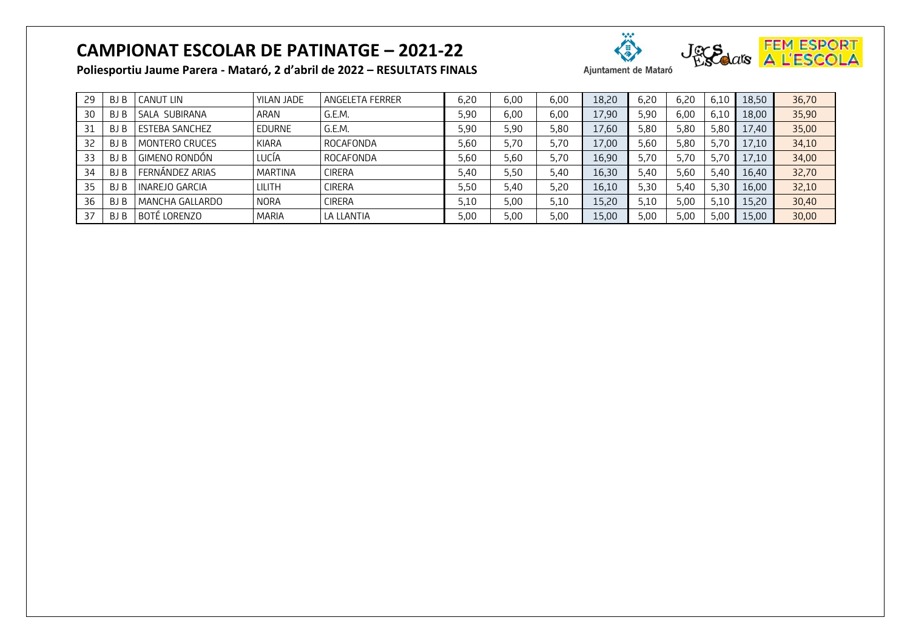# CAMPIONAT ESCOLAR DE PATINATGE – 2021-22

**Poliesportiu Jaume Parera - Mataró, 2 d'abril de 2022 – RESULTATS FINALS**

Ajuntament de Mataró

| | | | | | | | | | | | | | |
|---|---|---|---|---|---|---|---|---|---|---|---|---|---|
| 29 | BJ B | CANUT LIN | YILAN JADE | ANGELETA FERRER | 6,20 | 6,00 | 6,00 | 18,20 | 6,20 | 6,20 | 6,10 | 18,50 | 36,70 |
| 30 | BJ B | SALA SUBIRANA | ARAN | G.E.M. | 5,90 | 6,00 | 6,00 | 17,90 | 5,90 | 6,00 | 6,10 | 18,00 | 35,90 |
| 31 | BJ B | ESTEBA SANCHEZ | EDURNE | G.E.M. | 5,90 | 5,90 | 5,80 | 17,60 | 5,80 | 5,80 | 5,80 | 17,40 | 35,00 |
| 32 | BJ B | MONTERO CRUCES | KIARA | ROCAFONDA | 5,60 | 5,70 | 5,70 | 17,00 | 5,60 | 5,80 | 5,70 | 17,10 | 34,10 |
| 33 | BJ B | GIMENO RONDÓN | LUCÍA | ROCAFONDA | 5,60 | 5,60 | 5,70 | 16,90 | 5,70 | 5,70 | 5,70 | 17,10 | 34,00 |
| 34 | BJ B | FERNÁNDEZ ARIAS | MARTINA | CIRERA | 5,40 | 5,50 | 5,40 | 16,30 | 5,40 | 5,60 | 5,40 | 16,40 | 32,70 |
| 35 | BJ B | INAREJO GARCIA | LILITH | CIRERA | 5,50 | 5,40 | 5,20 | 16,10 | 5,30 | 5,40 | 5,30 | 16,00 | 32,10 |
| 36 | BJ B | MANCHA GALLARDO | NORA | CIRERA | 5,10 | 5,00 | 5,10 | 15,20 | 5,10 | 5,00 | 5,10 | 15,20 | 30,40 |
| 37 | BJ B | BOTÉ LORENZO | MARIA | LA LLANTIA | 5,00 | 5,00 | 5,00 | 15,00 | 5,00 | 5,00 | 5,00 | 15,00 | 30,00 |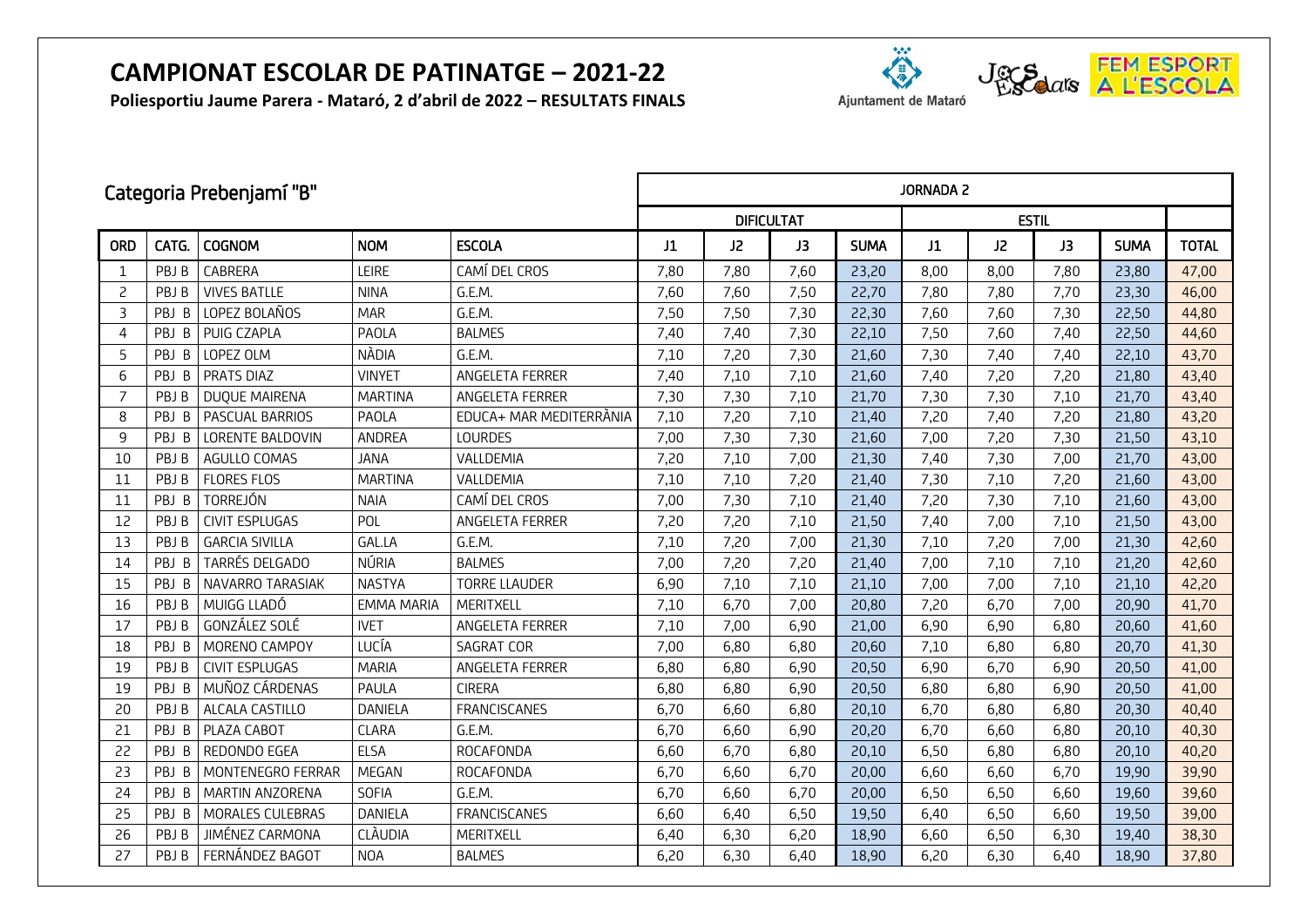# CAMPIONAT ESCOLAR DE PATINATGE – 2021-22

**Poliesportiu Jaume Parera - Mataró, 2 d'abril de 2022 – RESULTATS FINALS**

Ajuntament de Mataró

FEM ESPORT A L'ESCOLA

## Categoria Prebenjamí "B"

| | | | | | JORNADA 2 | | | | | | | | |
|---|---|---|---|---|---|---|---|---|---|---|---|---|---|
| | | | | | DIFICULTAT | | | | ESTIL | | | | |
| ORD | CATG. | COGNOM | NOM | ESCOLA | J1 | J2 | J3 | SUMA | J1 | J2 | J3 | SUMA | TOTAL |
| 1 | PBJ B | CABRERA | LEIRE | CAMÍ DEL CROS | 7,80 | 7,80 | 7,60 | 23,20 | 8,00 | 8,00 | 7,80 | 23,80 | 47,00 |
| 2 | PBJ B | VIVES BATLLE | NINA | G.E.M. | 7,60 | 7,60 | 7,50 | 22,70 | 7,80 | 7,80 | 7,70 | 23,30 | 46,00 |
| 3 | PBJ B | LOPEZ BOLAÑOS | MAR | G.E.M. | 7,50 | 7,50 | 7,30 | 22,30 | 7,60 | 7,60 | 7,30 | 22,50 | 44,80 |
| 4 | PBJ B | PUIG CZAPLA | PAOLA | BALMES | 7,40 | 7,40 | 7,30 | 22,10 | 7,50 | 7,60 | 7,40 | 22,50 | 44,60 |
| 5 | PBJ B | LOPEZ OLM | NÀDIA | G.E.M. | 7,10 | 7,20 | 7,30 | 21,60 | 7,30 | 7,40 | 7,40 | 22,10 | 43,70 |
| 6 | PBJ B | PRATS DIAZ | VINYET | ANGELETA FERRER | 7,40 | 7,10 | 7,10 | 21,60 | 7,40 | 7,20 | 7,20 | 21,80 | 43,40 |
| 7 | PBJ B | DUQUE MAIRENA | MARTINA | ANGELETA FERRER | 7,30 | 7,30 | 7,10 | 21,70 | 7,30 | 7,30 | 7,10 | 21,70 | 43,40 |
| 8 | PBJ B | PASCUAL BARRIOS | PAOLA | EDUCA+ MAR MEDITERRÀNIA | 7,10 | 7,20 | 7,10 | 21,40 | 7,20 | 7,40 | 7,20 | 21,80 | 43,20 |
| 9 | PBJ B | LORENTE BALDOVIN | ANDREA | LOURDES | 7,00 | 7,30 | 7,30 | 21,60 | 7,00 | 7,20 | 7,30 | 21,50 | 43,10 |
| 10 | PBJ B | AGULLO COMAS | JANA | VALLDEMIA | 7,20 | 7,10 | 7,00 | 21,30 | 7,40 | 7,30 | 7,00 | 21,70 | 43,00 |
| 11 | PBJ B | FLORES FLOS | MARTINA | VALLDEMIA | 7,10 | 7,10 | 7,20 | 21,40 | 7,30 | 7,10 | 7,20 | 21,60 | 43,00 |
| 11 | PBJ B | TORREJÓN | NAIA | CAMÍ DEL CROS | 7,00 | 7,30 | 7,10 | 21,40 | 7,20 | 7,30 | 7,10 | 21,60 | 43,00 |
| 12 | PBJ B | CIVIT ESPLUGAS | POL | ANGELETA FERRER | 7,20 | 7,20 | 7,10 | 21,50 | 7,40 | 7,00 | 7,10 | 21,50 | 43,00 |
| 13 | PBJ B | GARCIA SIVILLA | GAL.LA | G.E.M. | 7,10 | 7,20 | 7,00 | 21,30 | 7,10 | 7,20 | 7,00 | 21,30 | 42,60 |
| 14 | PBJ B | TARRÉS DELGADO | NÚRIA | BALMES | 7,00 | 7,20 | 7,20 | 21,40 | 7,00 | 7,10 | 7,10 | 21,20 | 42,60 |
| 15 | PBJ B | NAVARRO TARASIAK | NASTYA | TORRE LLAUDER | 6,90 | 7,10 | 7,10 | 21,10 | 7,00 | 7,00 | 7,10 | 21,10 | 42,20 |
| 16 | PBJ B | MUIGG LLADÓ | EMMA MARIA | MERITXELL | 7,10 | 6,70 | 7,00 | 20,80 | 7,20 | 6,70 | 7,00 | 20,90 | 41,70 |
| 17 | PBJ B | GONZÁLEZ SOLÉ | IVET | ANGELETA FERRER | 7,10 | 7,00 | 6,90 | 21,00 | 6,90 | 6,90 | 6,80 | 20,60 | 41,60 |
| 18 | PBJ B | MORENO CAMPOY | LUCÍA | SAGRAT COR | 7,00 | 6,80 | 6,80 | 20,60 | 7,10 | 6,80 | 6,80 | 20,70 | 41,30 |
| 19 | PBJ B | CIVIT ESPLUGAS | MARIA | ANGELETA FERRER | 6,80 | 6,80 | 6,90 | 20,50 | 6,90 | 6,70 | 6,90 | 20,50 | 41,00 |
| 19 | PBJ B | MUÑOZ CÁRDENAS | PAULA | CIRERA | 6,80 | 6,80 | 6,90 | 20,50 | 6,80 | 6,80 | 6,90 | 20,50 | 41,00 |
| 20 | PBJ B | ALCALA CASTILLO | DANIELA | FRANCISCANES | 6,70 | 6,60 | 6,80 | 20,10 | 6,70 | 6,80 | 6,80 | 20,30 | 40,40 |
| 21 | PBJ B | PLAZA CABOT | CLARA | G.E.M. | 6,70 | 6,60 | 6,90 | 20,20 | 6,70 | 6,60 | 6,80 | 20,10 | 40,30 |
| 22 | PBJ B | REDONDO EGEA | ELSA | ROCAFONDA | 6,60 | 6,70 | 6,80 | 20,10 | 6,50 | 6,80 | 6,80 | 20,10 | 40,20 |
| 23 | PBJ B | MONTENEGRO FERRAR | MEGAN | ROCAFONDA | 6,70 | 6,60 | 6,70 | 20,00 | 6,60 | 6,60 | 6,70 | 19,90 | 39,90 |
| 24 | PBJ B | MARTIN ANZORENA | SOFIA | G.E.M. | 6,70 | 6,60 | 6,70 | 20,00 | 6,50 | 6,50 | 6,60 | 19,60 | 39,60 |
| 25 | PBJ B | MORALES CULEBRAS | DANIELA | FRANCISCANES | 6,60 | 6,40 | 6,50 | 19,50 | 6,40 | 6,50 | 6,60 | 19,50 | 39,00 |
| 26 | PBJ B | JIMÉNEZ CARMONA | CLÀUDIA | MERITXELL | 6,40 | 6,30 | 6,20 | 18,90 | 6,60 | 6,50 | 6,30 | 19,40 | 38,30 |
| 27 | PBJ B | FERNÁNDEZ BAGOT | NOA | BALMES | 6,20 | 6,30 | 6,40 | 18,90 | 6,20 | 6,30 | 6,40 | 18,90 | 37,80 |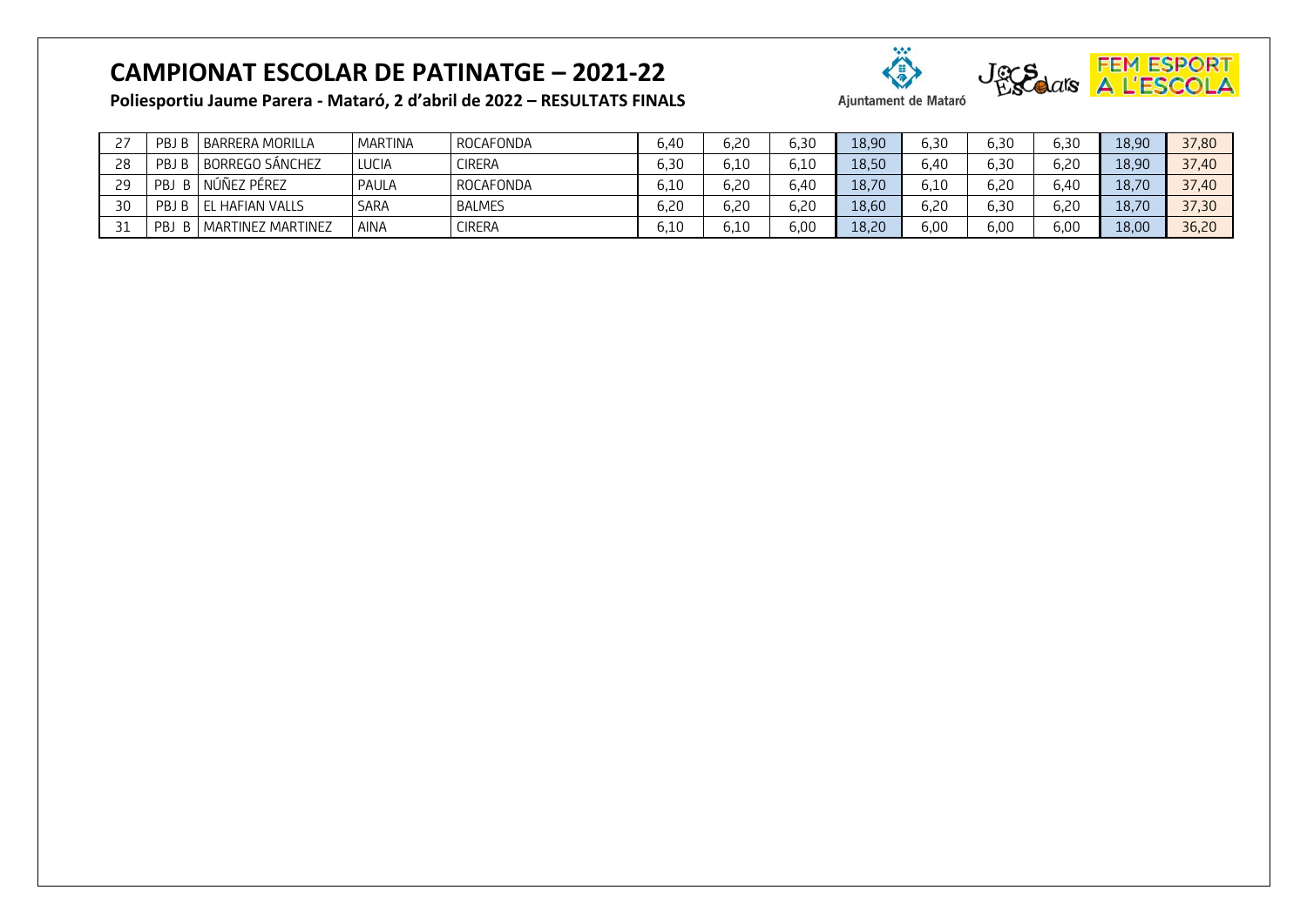# CAMPIONAT ESCOLAR DE PATINATGE – 2021-22

**Poliesportiu Jaume Parera - Mataró, 2 d'abril de 2022 – RESULTATS FINALS**

| | | | | | | | | | | | | | |
|---|---|---|---|---|---|---|---|---|---|---|---|---|---|
| 27 | PBJ B | BARRERA MORILLA | MARTINA | ROCAFONDA | 6,40 | 6,20 | 6,30 | 18,90 | 6,30 | 6,30 | 6,30 | 18,90 | 37,80 |
| 28 | PBJ B | BORREGO SÁNCHEZ | LUCIA | CIRERA | 6,30 | 6,10 | 6,10 | 18,50 | 6,40 | 6,30 | 6,20 | 18,90 | 37,40 |
| 29 | PBJ B | NÚÑEZ PÉREZ | PAULA | ROCAFONDA | 6,10 | 6,20 | 6,40 | 18,70 | 6,10 | 6,20 | 6,40 | 18,70 | 37,40 |
| 30 | PBJ B | EL HAFIAN VALLS | SARA | BALMES | 6,20 | 6,20 | 6,20 | 18,60 | 6,20 | 6,30 | 6,20 | 18,70 | 37,30 |
| 31 | PBJ B | MARTINEZ MARTINEZ | AINA | CIRERA | 6,10 | 6,10 | 6,00 | 18,20 | 6,00 | 6,00 | 6,00 | 18,00 | 36,20 |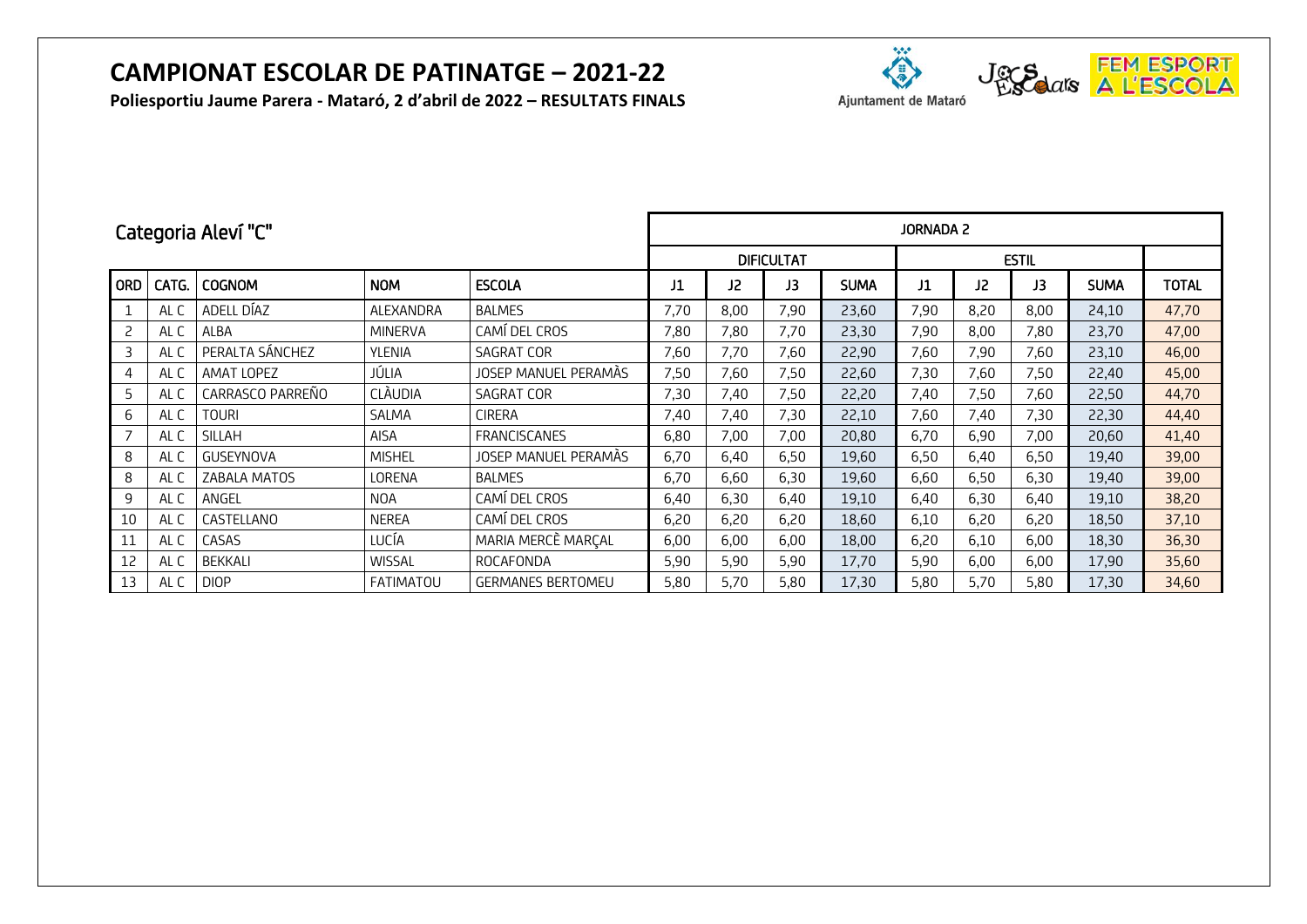# CAMPIONAT ESCOLAR DE PATINATGE – 2021-22

**Poliesportiu Jaume Parera - Mataró, 2 d'abril de 2022 – RESULTATS FINALS**

Ajuntament de Mataró

## Categoria Aleví "C"

| | | | | | JORNADA 2 | | | | | | | | |
|---|---|---|---|---|---|---|---|---|---|---|---|---|---|
| | | | | | DIFICULTAT | | | | ESTIL | | | | |
| ORD | CATG. | COGNOM | NOM | ESCOLA | J1 | J2 | J3 | SUMA | J1 | J2 | J3 | SUMA | TOTAL |
| 1 | AL C | ADELL DÍAZ | ALEXANDRA | BALMES | 7,70 | 8,00 | 7,90 | 23,60 | 7,90 | 8,20 | 8,00 | 24,10 | 47,70 |
| 2 | AL C | ALBA | MINERVA | CAMÍ DEL CROS | 7,80 | 7,80 | 7,70 | 23,30 | 7,90 | 8,00 | 7,80 | 23,70 | 47,00 |
| 3 | AL C | PERALTA SÁNCHEZ | YLENIA | SAGRAT COR | 7,60 | 7,70 | 7,60 | 22,90 | 7,60 | 7,90 | 7,60 | 23,10 | 46,00 |
| 4 | AL C | AMAT LOPEZ | JÚLIA | JOSEP MANUEL PERAMÀS | 7,50 | 7,60 | 7,50 | 22,60 | 7,30 | 7,60 | 7,50 | 22,40 | 45,00 |
| 5 | AL C | CARRASCO PARREÑO | CLÀUDIA | SAGRAT COR | 7,30 | 7,40 | 7,50 | 22,20 | 7,40 | 7,50 | 7,60 | 22,50 | 44,70 |
| 6 | AL C | TOURI | SALMA | CIRERA | 7,40 | 7,40 | 7,30 | 22,10 | 7,60 | 7,40 | 7,30 | 22,30 | 44,40 |
| 7 | AL C | SILLAH | AISA | FRANCISCANES | 6,80 | 7,00 | 7,00 | 20,80 | 6,70 | 6,90 | 7,00 | 20,60 | 41,40 |
| 8 | AL C | GUSEYNOVA | MISHEL | JOSEP MANUEL PERAMÀS | 6,70 | 6,40 | 6,50 | 19,60 | 6,50 | 6,40 | 6,50 | 19,40 | 39,00 |
| 8 | AL C | ZABALA MATOS | LORENA | BALMES | 6,70 | 6,60 | 6,30 | 19,60 | 6,60 | 6,50 | 6,30 | 19,40 | 39,00 |
| 9 | AL C | ANGEL | NOA | CAMÍ DEL CROS | 6,40 | 6,30 | 6,40 | 19,10 | 6,40 | 6,30 | 6,40 | 19,10 | 38,20 |
| 10 | AL C | CASTELLANO | NEREA | CAMÍ DEL CROS | 6,20 | 6,20 | 6,20 | 18,60 | 6,10 | 6,20 | 6,20 | 18,50 | 37,10 |
| 11 | AL C | CASAS | LUCÍA | MARIA MERCÈ MARÇAL | 6,00 | 6,00 | 6,00 | 18,00 | 6,20 | 6,10 | 6,00 | 18,30 | 36,30 |
| 12 | AL C | BEKKALI | WISSAL | ROCAFONDA | 5,90 | 5,90 | 5,90 | 17,70 | 5,90 | 6,00 | 6,00 | 17,90 | 35,60 |
| 13 | AL C | DIOP | FATIMATOU | GERMANES BERTOMEU | 5,80 | 5,70 | 5,80 | 17,30 | 5,80 | 5,70 | 5,80 | 17,30 | 34,60 |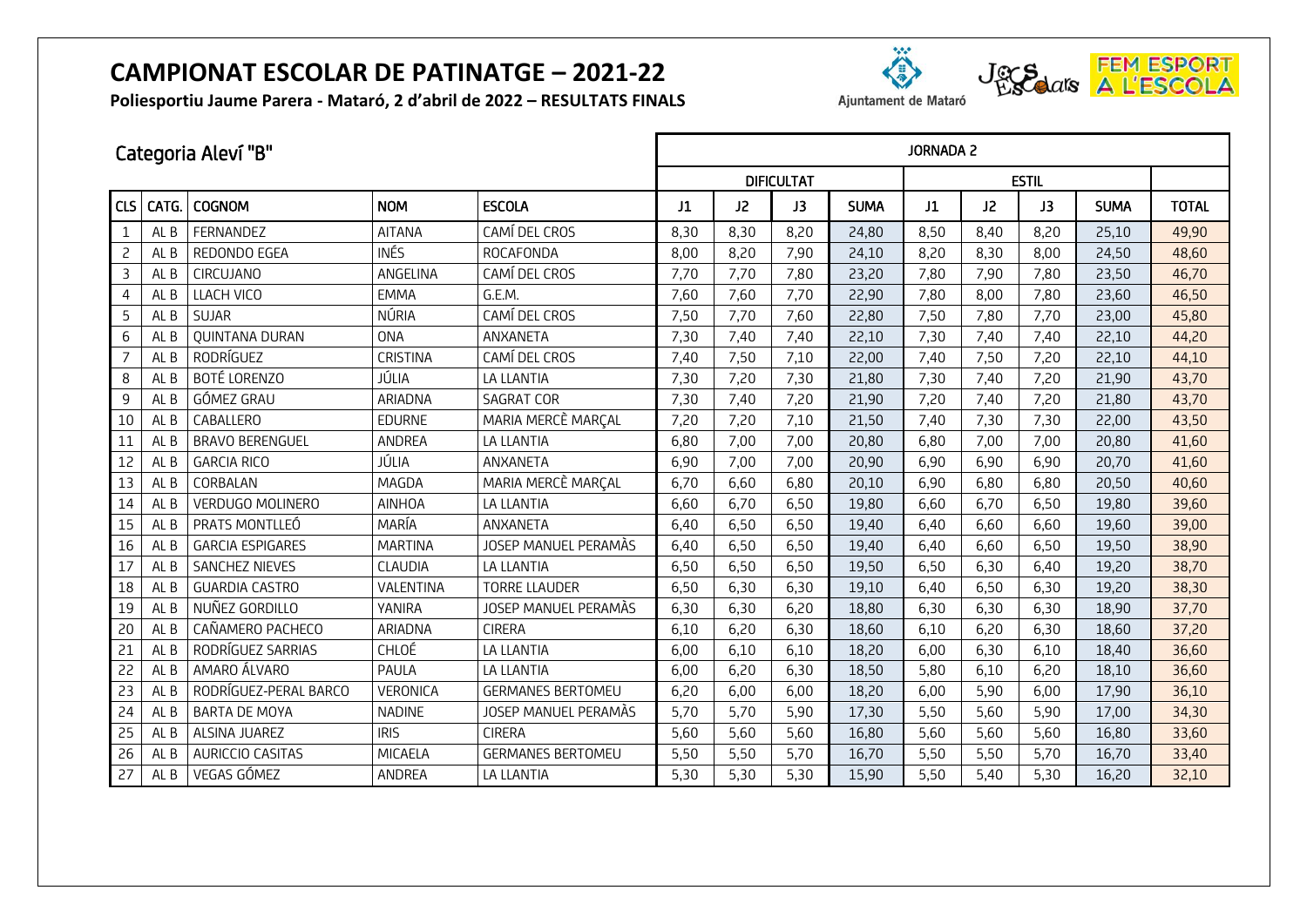# CAMPIONAT ESCOLAR DE PATINATGE – 2021-22

**Poliesportiu Jaume Parera - Mataró, 2 d'abril de 2022 – RESULTATS FINALS**

Ajuntament de Mataró

FEM ESPORT A L'ESCOLA

## Categoria Aleví "B"

| | | | | | JORNADA 2 | | | | | | | | |
|---|---|---|---|---|---|---|---|---|---|---|---|---|---|
| | | | | | DIFICULTAT | | | | ESTIL | | | | |
| CLS | CATG. | COGNOM | NOM | ESCOLA | J1 | J2 | J3 | SUMA | J1 | J2 | J3 | SUMA | TOTAL |
| 1 | AL B | FERNANDEZ | AITANA | CAMÍ DEL CROS | 8,30 | 8,30 | 8,20 | 24,80 | 8,50 | 8,40 | 8,20 | 25,10 | 49,90 |
| 2 | AL B | REDONDO EGEA | INÉS | ROCAFONDA | 8,00 | 8,20 | 7,90 | 24,10 | 8,20 | 8,30 | 8,00 | 24,50 | 48,60 |
| 3 | AL B | CIRCUJANO | ANGELINA | CAMÍ DEL CROS | 7,70 | 7,70 | 7,80 | 23,20 | 7,80 | 7,90 | 7,80 | 23,50 | 46,70 |
| 4 | AL B | LLACH VICO | EMMA | G.E.M. | 7,60 | 7,60 | 7,70 | 22,90 | 7,80 | 8,00 | 7,80 | 23,60 | 46,50 |
| 5 | AL B | SUJAR | NÚRIA | CAMÍ DEL CROS | 7,50 | 7,70 | 7,60 | 22,80 | 7,50 | 7,80 | 7,70 | 23,00 | 45,80 |
| 6 | AL B | QUINTANA DURAN | ONA | ANXANETA | 7,30 | 7,40 | 7,40 | 22,10 | 7,30 | 7,40 | 7,40 | 22,10 | 44,20 |
| 7 | AL B | RODRÍGUEZ | CRISTINA | CAMÍ DEL CROS | 7,40 | 7,50 | 7,10 | 22,00 | 7,40 | 7,50 | 7,20 | 22,10 | 44,10 |
| 8 | AL B | BOTÉ LORENZO | JÚLIA | LA LLANTIA | 7,30 | 7,20 | 7,30 | 21,80 | 7,30 | 7,40 | 7,20 | 21,90 | 43,70 |
| 9 | AL B | GÓMEZ GRAU | ARIADNA | SAGRAT COR | 7,30 | 7,40 | 7,20 | 21,90 | 7,20 | 7,40 | 7,20 | 21,80 | 43,70 |
| 10 | AL B | CABALLERO | EDURNE | MARIA MERCÈ MARÇAL | 7,20 | 7,20 | 7,10 | 21,50 | 7,40 | 7,30 | 7,30 | 22,00 | 43,50 |
| 11 | AL B | BRAVO BERENGUEL | ANDREA | LA LLANTIA | 6,80 | 7,00 | 7,00 | 20,80 | 6,80 | 7,00 | 7,00 | 20,80 | 41,60 |
| 12 | AL B | GARCIA RICO | JÚLIA | ANXANETA | 6,90 | 7,00 | 7,00 | 20,90 | 6,90 | 6,90 | 6,90 | 20,70 | 41,60 |
| 13 | AL B | CORBALAN | MAGDA | MARIA MERCÈ MARÇAL | 6,70 | 6,60 | 6,80 | 20,10 | 6,90 | 6,80 | 6,80 | 20,50 | 40,60 |
| 14 | AL B | VERDUGO MOLINERO | AINHOA | LA LLANTIA | 6,60 | 6,70 | 6,50 | 19,80 | 6,60 | 6,70 | 6,50 | 19,80 | 39,60 |
| 15 | AL B | PRATS MONTLLEÓ | MARÍA | ANXANETA | 6,40 | 6,50 | 6,50 | 19,40 | 6,40 | 6,60 | 6,60 | 19,60 | 39,00 |
| 16 | AL B | GARCIA ESPIGARES | MARTINA | JOSEP MANUEL PERAMÀS | 6,40 | 6,50 | 6,50 | 19,40 | 6,40 | 6,60 | 6,50 | 19,50 | 38,90 |
| 17 | AL B | SANCHEZ NIEVES | CLAUDIA | LA LLANTIA | 6,50 | 6,50 | 6,50 | 19,50 | 6,50 | 6,30 | 6,40 | 19,20 | 38,70 |
| 18 | AL B | GUARDIA CASTRO | VALENTINA | TORRE LLAUDER | 6,50 | 6,30 | 6,30 | 19,10 | 6,40 | 6,50 | 6,30 | 19,20 | 38,30 |
| 19 | AL B | NUÑEZ GORDILLO | YANIRA | JOSEP MANUEL PERAMÀS | 6,30 | 6,30 | 6,20 | 18,80 | 6,30 | 6,30 | 6,30 | 18,90 | 37,70 |
| 20 | AL B | CAÑAMERO PACHECO | ARIADNA | CIRERA | 6,10 | 6,20 | 6,30 | 18,60 | 6,10 | 6,20 | 6,30 | 18,60 | 37,20 |
| 21 | AL B | RODRÍGUEZ SARRIAS | CHLOÉ | LA LLANTIA | 6,00 | 6,10 | 6,10 | 18,20 | 6,00 | 6,30 | 6,10 | 18,40 | 36,60 |
| 22 | AL B | AMARO ÁLVARO | PAULA | LA LLANTIA | 6,00 | 6,20 | 6,30 | 18,50 | 5,80 | 6,10 | 6,20 | 18,10 | 36,60 |
| 23 | AL B | RODRÍGUEZ-PERAL BARCO | VERONICA | GERMANES BERTOMEU | 6,20 | 6,00 | 6,00 | 18,20 | 6,00 | 5,90 | 6,00 | 17,90 | 36,10 |
| 24 | AL B | BARTA DE MOYA | NADINE | JOSEP MANUEL PERAMÀS | 5,70 | 5,70 | 5,90 | 17,30 | 5,50 | 5,60 | 5,90 | 17,00 | 34,30 |
| 25 | AL B | ALSINA JUAREZ | IRIS | CIRERA | 5,60 | 5,60 | 5,60 | 16,80 | 5,60 | 5,60 | 5,60 | 16,80 | 33,60 |
| 26 | AL B | AURICCIO CASITAS | MICAELA | GERMANES BERTOMEU | 5,50 | 5,50 | 5,70 | 16,70 | 5,50 | 5,50 | 5,70 | 16,70 | 33,40 |
| 27 | AL B | VEGAS GÓMEZ | ANDREA | LA LLANTIA | 5,30 | 5,30 | 5,30 | 15,90 | 5,50 | 5,40 | 5,30 | 16,20 | 32,10 |